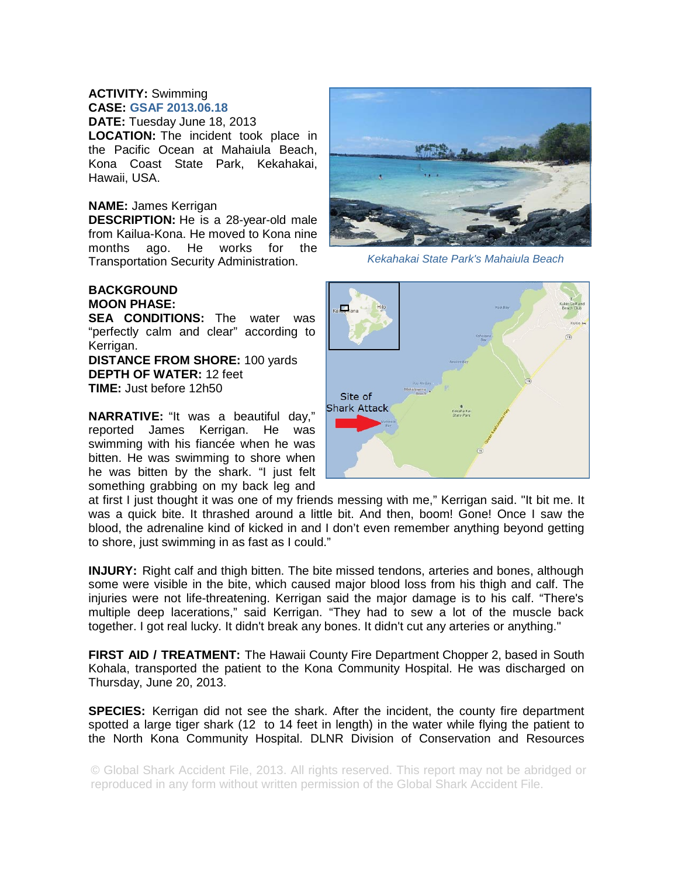**ACTIVITY:** Swimming
**CASE:** GSAF 2013.06.18
**DATE:** Tuesday June 18, 2013
**LOCATION:** The incident took place in the Pacific Ocean at Mahaiula Beach, Kona Coast State Park, Kekahakai, Hawaii, USA.

**NAME:** James Kerrigan
**DESCRIPTION:** He is a 28-year-old male from Kailua-Kona. He moved to Kona nine months ago. He works for the Transportation Security Administration.

*Kekahakai State Park's Mahaiula Beach*

Site of Shark Attack

**BACKGROUND**
**MOON PHASE:**
**SEA CONDITIONS:** The water was "perfectly calm and clear" according to Kerrigan.
**DISTANCE FROM SHORE:** 100 yards
**DEPTH OF WATER:** 12 feet
**TIME:** Just before 12h50

**NARRATIVE:** "It was a beautiful day," reported James Kerrigan. He was swimming with his fiancée when he was bitten. He was swimming to shore when he was bitten by the shark. "I just felt something grabbing on my back leg and at first I just thought it was one of my friends messing with me," Kerrigan said. "It bit me. It was a quick bite. It thrashed around a little bit. And then, boom! Gone! Once I saw the blood, the adrenaline kind of kicked in and I don't even remember anything beyond getting to shore, just swimming in as fast as I could."

**INJURY:** Right calf and thigh bitten. The bite missed tendons, arteries and bones, although some were visible in the bite, which caused major blood loss from his thigh and calf. The injuries were not life-threatening. Kerrigan said the major damage is to his calf. "There's multiple deep lacerations," said Kerrigan. "They had to sew a lot of the muscle back together. I got real lucky. It didn't break any bones. It didn't cut any arteries or anything."

**FIRST AID / TREATMENT:** The Hawaii County Fire Department Chopper 2, based in South Kohala, transported the patient to the Kona Community Hospital. He was discharged on Thursday, June 20, 2013.

**SPECIES:** Kerrigan did not see the shark. After the incident, the county fire department spotted a large tiger shark (12 to 14 feet in length) in the water while flying the patient to the North Kona Community Hospital. DLNR Division of Conservation and Resources

© Global Shark Accident File, 2013. All rights reserved. This report may not be abridged or reproduced in any form without written permission of the Global Shark Accident File.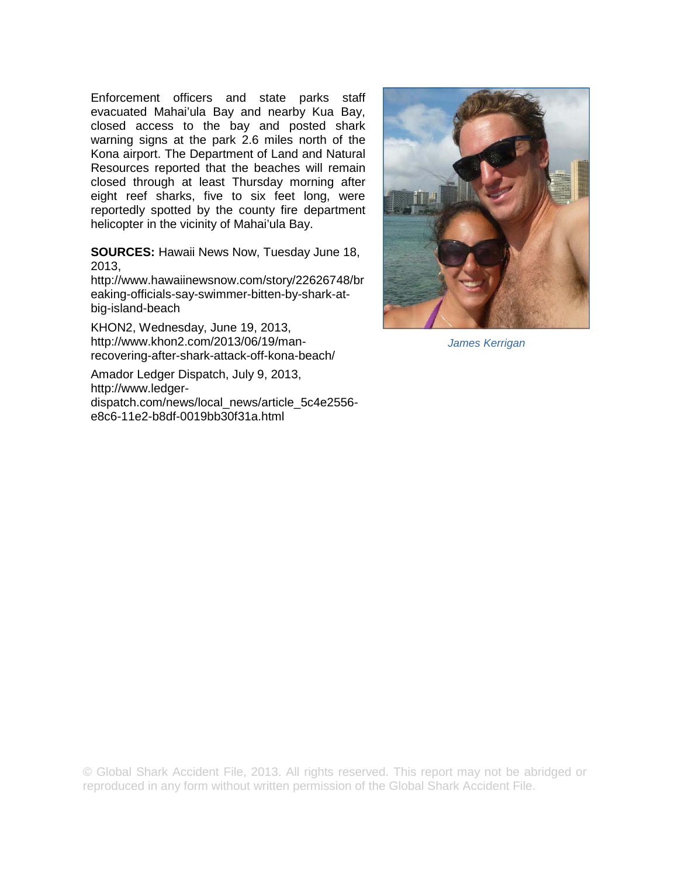Enforcement officers and state parks staff evacuated Mahai'ula Bay and nearby Kua Bay, closed access to the bay and posted shark warning signs at the park 2.6 miles north of the Kona airport. The Department of Land and Natural Resources reported that the beaches will remain closed through at least Thursday morning after eight reef sharks, five to six feet long, were reportedly spotted by the county fire department helicopter in the vicinity of Mahai'ula Bay.

**SOURCES:** Hawaii News Now, Tuesday June 18, 2013, http://www.hawaiinewsnow.com/story/22626748/breaking-officials-say-swimmer-bitten-by-shark-at-big-island-beach

KHON2, Wednesday, June 19, 2013, http://www.khon2.com/2013/06/19/man-recovering-after-shark-attack-off-kona-beach/

Amador Ledger Dispatch, July 9, 2013, http://www.ledger-dispatch.com/news/local_news/article_5c4e2556-e8c6-11e2-b8df-0019bb30f31a.html

*James Kerrigan*

© Global Shark Accident File, 2013. All rights reserved. This report may not be abridged or reproduced in any form without written permission of the Global Shark Accident File.